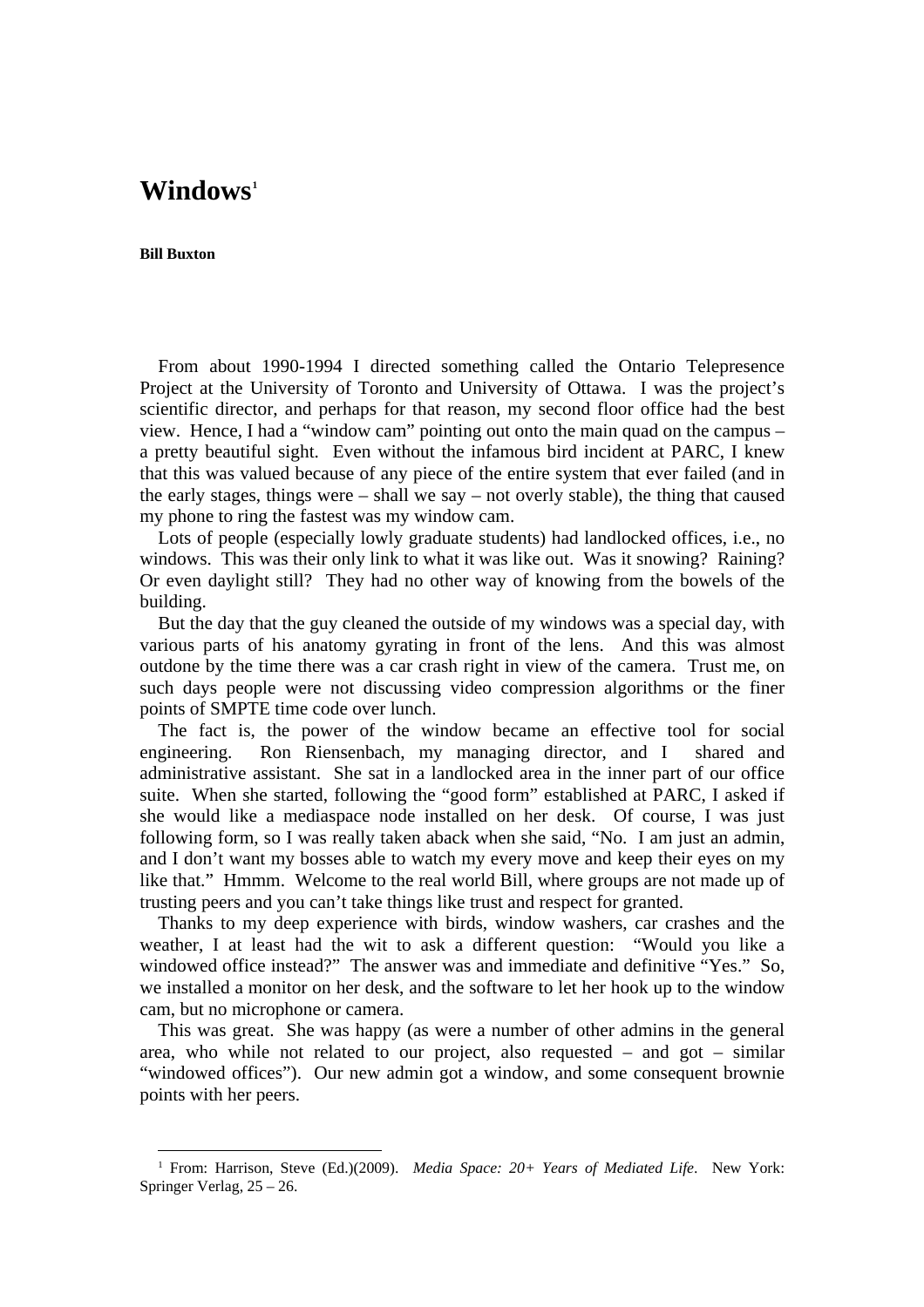# Windows[1]

**Bill Buxton**

From about 1990-1994 I directed something called the Ontario Telepresence Project at the University of Toronto and University of Ottawa. I was the project's scientific director, and perhaps for that reason, my second floor office had the best view. Hence, I had a "window cam" pointing out onto the main quad on the campus – a pretty beautiful sight. Even without the infamous bird incident at PARC, I knew that this was valued because of any piece of the entire system that ever failed (and in the early stages, things were – shall we say – not overly stable), the thing that caused my phone to ring the fastest was my window cam.

Lots of people (especially lowly graduate students) had landlocked offices, i.e., no windows. This was their only link to what it was like out. Was it snowing? Raining? Or even daylight still? They had no other way of knowing from the bowels of the building.

But the day that the guy cleaned the outside of my windows was a special day, with various parts of his anatomy gyrating in front of the lens. And this was almost outdone by the time there was a car crash right in view of the camera. Trust me, on such days people were not discussing video compression algorithms or the finer points of SMPTE time code over lunch.

The fact is, the power of the window became an effective tool for social engineering. Ron Riensenbach, my managing director, and I shared and administrative assistant. She sat in a landlocked area in the inner part of our office suite. When she started, following the "good form" established at PARC, I asked if she would like a mediaspace node installed on her desk. Of course, I was just following form, so I was really taken aback when she said, "No. I am just an admin, and I don't want my bosses able to watch my every move and keep their eyes on my like that." Hmmm. Welcome to the real world Bill, where groups are not made up of trusting peers and you can't take things like trust and respect for granted.

Thanks to my deep experience with birds, window washers, car crashes and the weather, I at least had the wit to ask a different question: "Would you like a windowed office instead?" The answer was and immediate and definitive "Yes." So, we installed a monitor on her desk, and the software to let her hook up to the window cam, but no microphone or camera.

This was great. She was happy (as were a number of other admins in the general area, who while not related to our project, also requested – and got – similar "windowed offices"). Our new admin got a window, and some consequent brownie points with her peers.

[1] From: Harrison, Steve (Ed.)(2009). *Media Space: 20+ Years of Mediated Life*. New York: Springer Verlag, 25 – 26.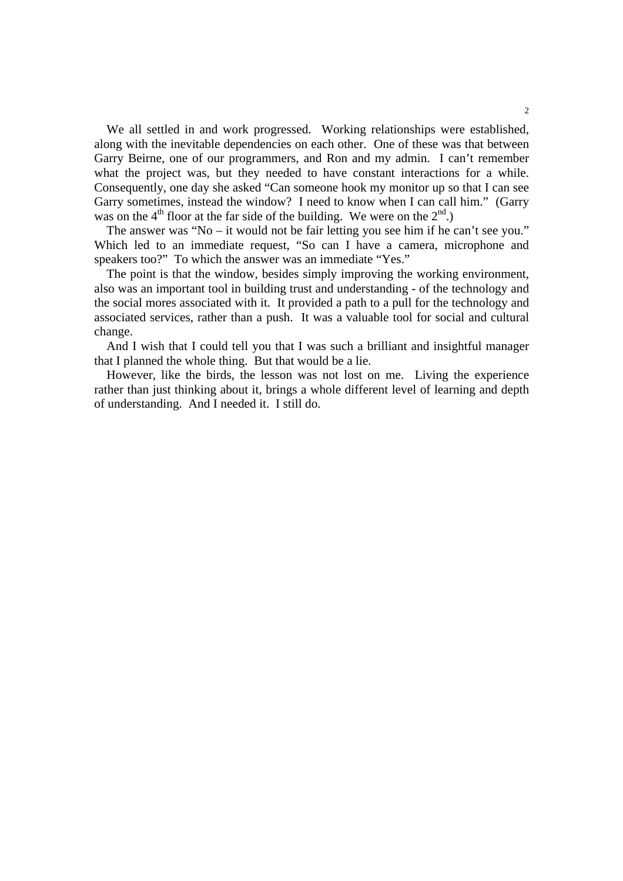We all settled in and work progressed. Working relationships were established, along with the inevitable dependencies on each other. One of these was that between Garry Beirne, one of our programmers, and Ron and my admin. I can't remember what the project was, but they needed to have constant interactions for a while. Consequently, one day she asked "Can someone hook my monitor up so that I can see Garry sometimes, instead the window? I need to know when I can call him." (Garry was on the 4th floor at the far side of the building. We were on the 2nd.)

The answer was "No – it would not be fair letting you see him if he can't see you." Which led to an immediate request, "So can I have a camera, microphone and speakers too?" To which the answer was an immediate "Yes."

The point is that the window, besides simply improving the working environment, also was an important tool in building trust and understanding - of the technology and the social mores associated with it. It provided a path to a pull for the technology and associated services, rather than a push. It was a valuable tool for social and cultural change.

And I wish that I could tell you that I was such a brilliant and insightful manager that I planned the whole thing. But that would be a lie.

However, like the birds, the lesson was not lost on me. Living the experience rather than just thinking about it, brings a whole different level of learning and depth of understanding. And I needed it. I still do.